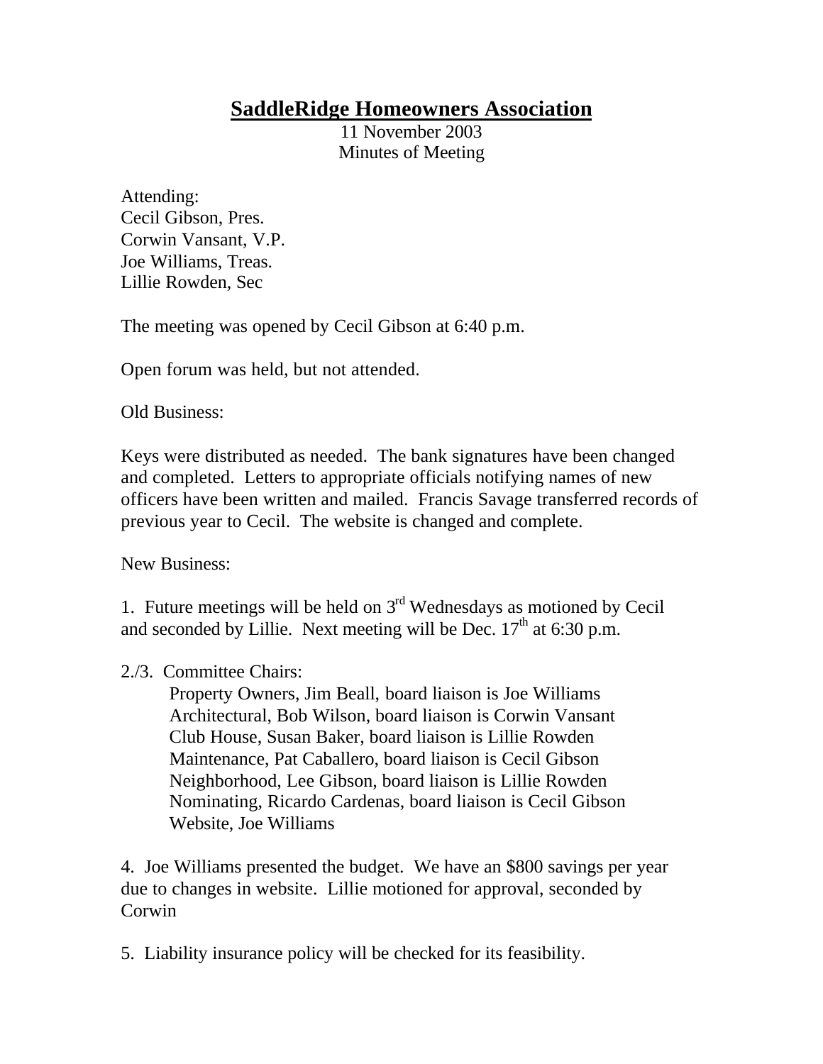# <u>SaddleRidge Homeowners Association</u>

11 November 2003
Minutes of Meeting

Attending:
Cecil Gibson, Pres.
Corwin Vansant, V.P.
Joe Williams, Treas.
Lillie Rowden, Sec

The meeting was opened by Cecil Gibson at 6:40 p.m.

Open forum was held, but not attended.

Old Business:

Keys were distributed as needed. The bank signatures have been changed and completed. Letters to appropriate officials notifying names of new officers have been written and mailed. Francis Savage transferred records of previous year to Cecil. The website is changed and complete.

New Business:

1. Future meetings will be held on 3rd Wednesdays as motioned by Cecil and seconded by Lillie. Next meeting will be Dec. 17th at 6:30 p.m.

2./3. Committee Chairs:
   Property Owners, Jim Beall, board liaison is Joe Williams
   Architectural, Bob Wilson, board liaison is Corwin Vansant
   Club House, Susan Baker, board liaison is Lillie Rowden
   Maintenance, Pat Caballero, board liaison is Cecil Gibson
   Neighborhood, Lee Gibson, board liaison is Lillie Rowden
   Nominating, Ricardo Cardenas, board liaison is Cecil Gibson
   Website, Joe Williams

4. Joe Williams presented the budget. We have an $800 savings per year due to changes in website. Lillie motioned for approval, seconded by Corwin

5. Liability insurance policy will be checked for its feasibility.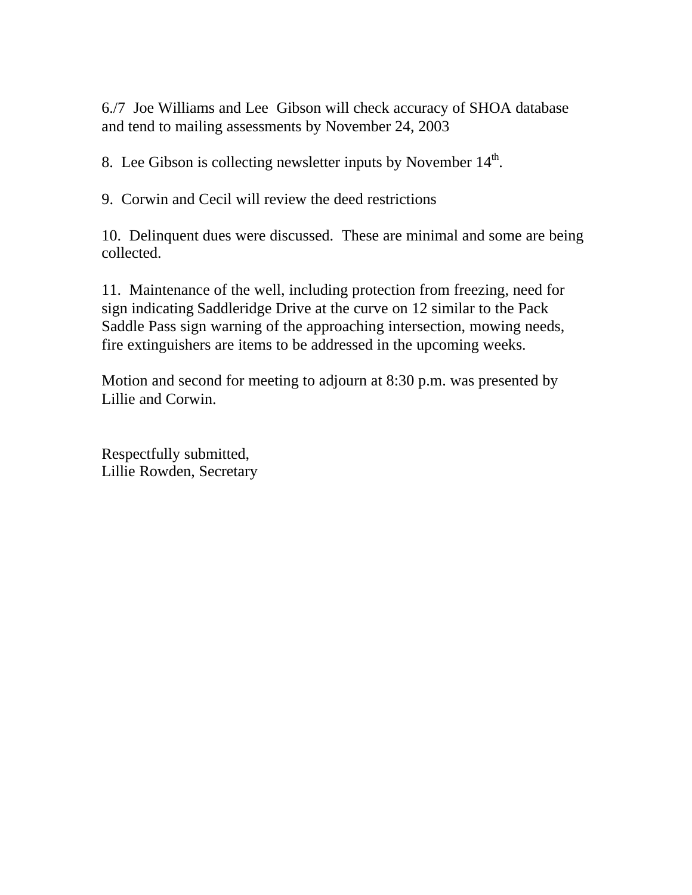6./7 Joe Williams and Lee Gibson will check accuracy of SHOA database and tend to mailing assessments by November 24, 2003

8. Lee Gibson is collecting newsletter inputs by November 14th.

9. Corwin and Cecil will review the deed restrictions

10. Delinquent dues were discussed. These are minimal and some are being collected.

11. Maintenance of the well, including protection from freezing, need for sign indicating Saddleridge Drive at the curve on 12 similar to the Pack Saddle Pass sign warning of the approaching intersection, mowing needs, fire extinguishers are items to be addressed in the upcoming weeks.

Motion and second for meeting to adjourn at 8:30 p.m. was presented by Lillie and Corwin.

Respectfully submitted,
Lillie Rowden, Secretary